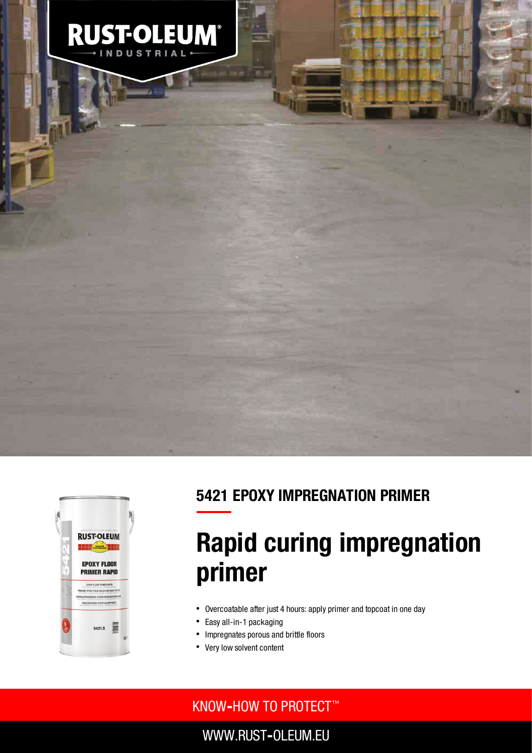# 5421 EPOXY IMPREGNATION PRIMER

## Rapid curing impregnation primer

- Overcoatable after just 4 hours: apply primer and topcoat in one day
- Easy all-in-1 packaging
- Impregnates porous and brittle floors
- Very low solvent content

KNOW-HOW TO PROTECT™

WWW.RUST-OLEUM.EU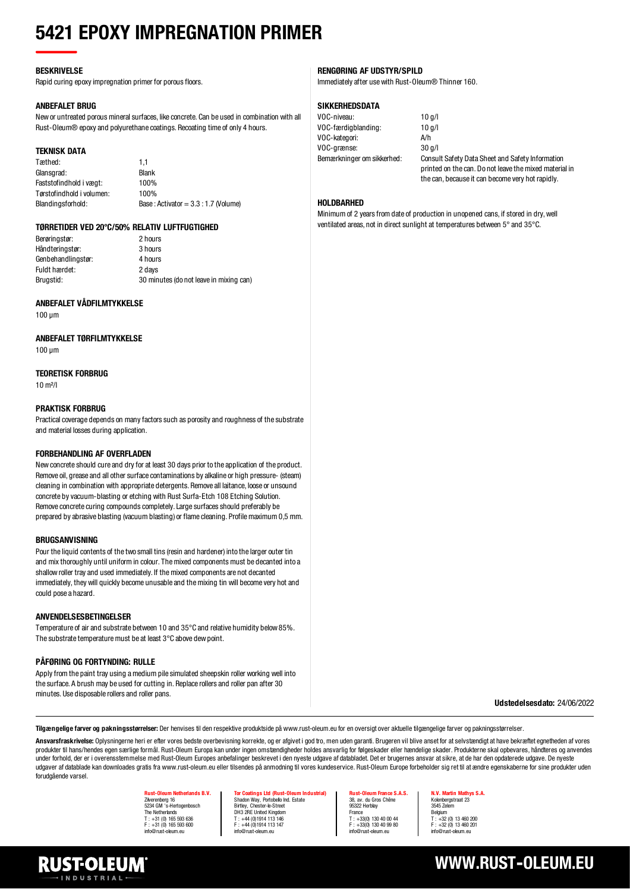// Page 2 of 2 - header and footer are not repeated; content transcribed below.

# 5421 EPOXY IMPREGNATION PRIMER

### BESKRIVELSE

Rapid curing epoxy impregnation primer for porous floors.

### ANBEFALET BRUG

New or untreated porous mineral surfaces, like concrete. Can be used in combination with all Rust-Oleum® epoxy and polyurethane coatings. Recoating time of only 4 hours.

### TEKNISK DATA

| | |
|---|---|
| Tæthed: | 1,1 |
| Glansgrad: | Blank |
| Faststofindhold i vægt: | 100% |
| Tørstofindhold i volumen: | 100% |
| Blandingsforhold: | Base : Activator = 3.3 : 1.7 (Volume) |

### TØRRETIDER VED 20°C/50% RELATIV LUFTFUGTIGHED

| | |
|---|---|
| Berøringstør: | 2 hours |
| Håndteringstør: | 3 hours |
| Genbehandlingstør: | 4 hours |
| Fuldt hærdet: | 2 days |
| Brugstid: | 30 minutes (do not leave in mixing can) |

### ANBEFALET VÅDFILMTYKKELSE

100 µm

### ANBEFALET TØRFILMTYKKELSE

100 µm

### TEORETISK FORBRUG

10 m²/l

### PRAKTISK FORBRUG

Practical coverage depends on many factors such as porosity and roughness of the substrate and material losses during application.

### FORBEHANDLING AF OVERFLADEN

New concrete should cure and dry for at least 30 days prior to the application of the product. Remove oil, grease and all other surface contaminations by alkaline or high pressure- (steam) cleaning in combination with appropriate detergents. Remove all laitance, loose or unsound concrete by vacuum-blasting or etching with Rust Surfa-Etch 108 Etching Solution. Remove concrete curing compounds completely. Large surfaces should preferably be prepared by abrasive blasting (vacuum blasting) or flame cleaning. Profile maximum 0,5 mm.

### BRUGSANVISNING

Pour the liquid contents of the two small tins (resin and hardener) into the larger outer tin and mix thoroughly until uniform in colour. The mixed components must be decanted into a shallow roller tray and used immediately. If the mixed components are not decanted immediately, they will quickly become unusable and the mixing tin will become very hot and could pose a hazard.

### ANVENDELSESBETINGELSER

Temperature of air and substrate between 10 and 35°C and relative humidity below 85%. The substrate temperature must be at least 3°C above dew point.

### PÅFØRING OG FORTYNDING: RULLE

Apply from the paint tray using a medium pile simulated sheepskin roller working well into the surface. A brush may be used for cutting in. Replace rollers and roller pan after 30 minutes. Use disposable rollers and roller pans.

### RENGØRING AF UDSTYR/SPILD

Immediately after use with Rust-Oleum® Thinner 160.

### SIKKERHEDSDATA

| | |
|---|---|
| VOC-niveau: | 10 g/l |
| VOC-færdigblanding: | 10 g/l |
| VOC-kategori: | A/h |
| VOC-grænse: | 30 g/l |
| Bemærkninger om sikkerhed: | Consult Safety Data Sheet and Safety Information printed on the can. Do not leave the mixed material in the can, because it can become very hot rapidly. |

### HOLDBARHED

Minimum of 2 years from date of production in unopened cans, if stored in dry, well ventilated areas, not in direct sunlight at temperatures between 5° and 35°C.

**Udstedelsesdato:** 24/06/2022

**Tilgængelige farver og pakningsstørrelser:** Der henvises til den respektive produktside på www.rust-oleum.eu for en oversigt over aktuelle tilgængelige farver og pakningsstørrelser.

**Ansvarsfraskrivelse:** Oplysningerne heri er efter vores bedste overbevisning korrekte, og er afgivet i god tro, men uden garanti. Brugeren vil blive anset for at selvstændigt at have bekræftet egnetheden af vores produkter til hans/hendes egen særlige formål. Rust-Oleum Europa kan under ingen omstændigheder holdes ansvarlig for følgeskader eller hændelige skader. Produkterne skal opbevares, håndteres og anvendes under forhold, der er i overensstemmelse med Rust-Oleum Europes anbefalinger beskrevet i den nyeste udgave af databladet. Det er brugernes ansvar at sikre, at de har den opdaterede udgave. De nyeste udgaver af datablade kan downloades gratis fra www.rust-oleum.eu eller tilsendes på anmodning til vores kundeservice. Rust-Oleum Europe forbeholder sig ret til at ændre egenskaberne for sine produkter uden forudgående varsel.

**Rust-Oleum Netherlands B.V.**
Zilverenberg 16
5234 GM 's-Hertogenbosch
The Netherlands
T : +31 (0) 165 593 636
F : +31 (0) 165 593 600
info@rust-oleum.eu

**Tor Coatings Ltd (Rust-Oleum Industrial)**
Shadon Way, Portobello Ind. Estate
Birtley, Chester-le-Street
DH3 2RE United Kingdom
T : +44 (0)1914 113 146
F : +44 (0)1914 113 147
info@rust-oleum.eu

**Rust-Oleum France S.A.S.**
38, av. du Gros Chêne
95322 Herblay
France
T : +33(0) 130 40 00 44
F : +33(0) 130 40 99 80
info@rust-oleum.eu

**N.V. Martin Mathys S.A.**
Kolenbergstraat 23
3545 Zelem
Belgium
T : +32 (0) 13 460 200
F : +32 (0) 13 460 201
info@rust-oleum.eu

RUST-OLEUM® INDUSTRIAL

WWW.RUST-OLEUM.EU